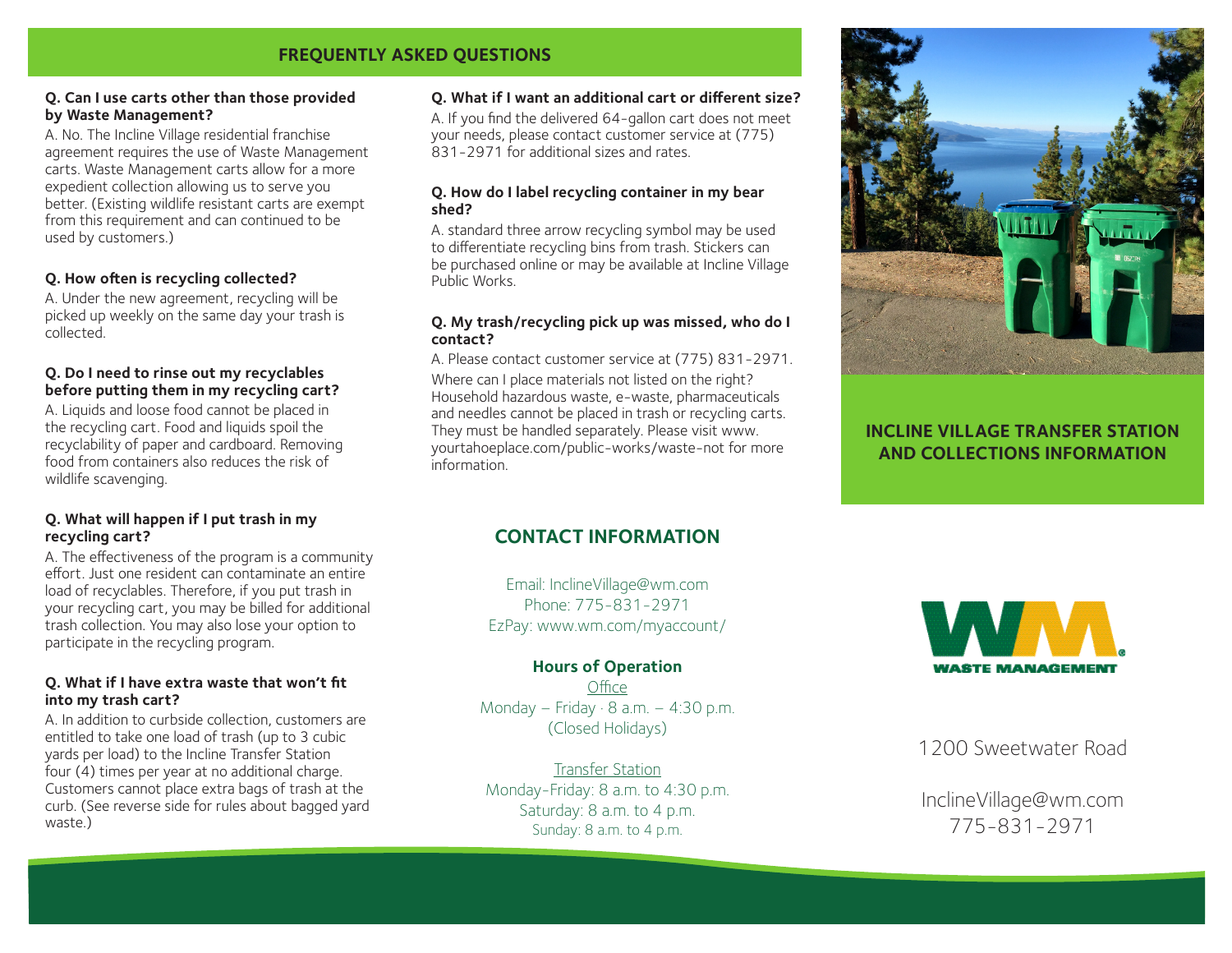## FREQUENTLY ASKED QUESTIONS

**Q. Can I use carts other than those provided by Waste Management?**

A. No. The Incline Village residential franchise agreement requires the use of Waste Management carts. Waste Management carts allow for a more expedient collection allowing us to serve you better. (Existing wildlife resistant carts are exempt from this requirement and can continued to be used by customers.)

**Q. How often is recycling collected?**

A. Under the new agreement, recycling will be picked up weekly on the same day your trash is collected.

**Q. Do I need to rinse out my recyclables before putting them in my recycling cart?**

A. Liquids and loose food cannot be placed in the recycling cart. Food and liquids spoil the recyclability of paper and cardboard. Removing food from containers also reduces the risk of wildlife scavenging.

**Q. What will happen if I put trash in my recycling cart?**

A. The effectiveness of the program is a community effort. Just one resident can contaminate an entire load of recyclables. Therefore, if you put trash in your recycling cart, you may be billed for additional trash collection. You may also lose your option to participate in the recycling program.

**Q. What if I have extra waste that won't fit into my trash cart?**

A. In addition to curbside collection, customers are entitled to take one load of trash (up to 3 cubic yards per load) to the Incline Transfer Station four (4) times per year at no additional charge. Customers cannot place extra bags of trash at the curb. (See reverse side for rules about bagged yard waste.)

**Q. What if I want an additional cart or different size?**

A. If you find the delivered 64-gallon cart does not meet your needs, please contact customer service at (775) 831-2971 for additional sizes and rates.

**Q. How do I label recycling container in my bear shed?**

A. standard three arrow recycling symbol may be used to differentiate recycling bins from trash. Stickers can be purchased online or may be available at Incline Village Public Works.

**Q. My trash/recycling pick up was missed, who do I contact?**

A. Please contact customer service at (775) 831-2971.

Where can I place materials not listed on the right? Household hazardous waste, e-waste, pharmaceuticals and needles cannot be placed in trash or recycling carts. They must be handled separately. Please visit www.yourtahoeplace.com/public-works/waste-not for more information.

## CONTACT INFORMATION

Email: InclineVillage@wm.com
Phone: 775-831-2971
EzPay: www.wm.com/myaccount/

**Hours of Operation**

Office
Monday – Friday · 8 a.m. – 4:30 p.m.
(Closed Holidays)

Transfer Station
Monday-Friday: 8 a.m. to 4:30 p.m.
Saturday: 8 a.m. to 4 p.m.
Sunday: 8 a.m. to 4 p.m.

## INCLINE VILLAGE TRANSFER STATION AND COLLECTIONS INFORMATION

WASTE MANAGEMENT

1200 Sweetwater Road

InclineVillage@wm.com
775-831-2971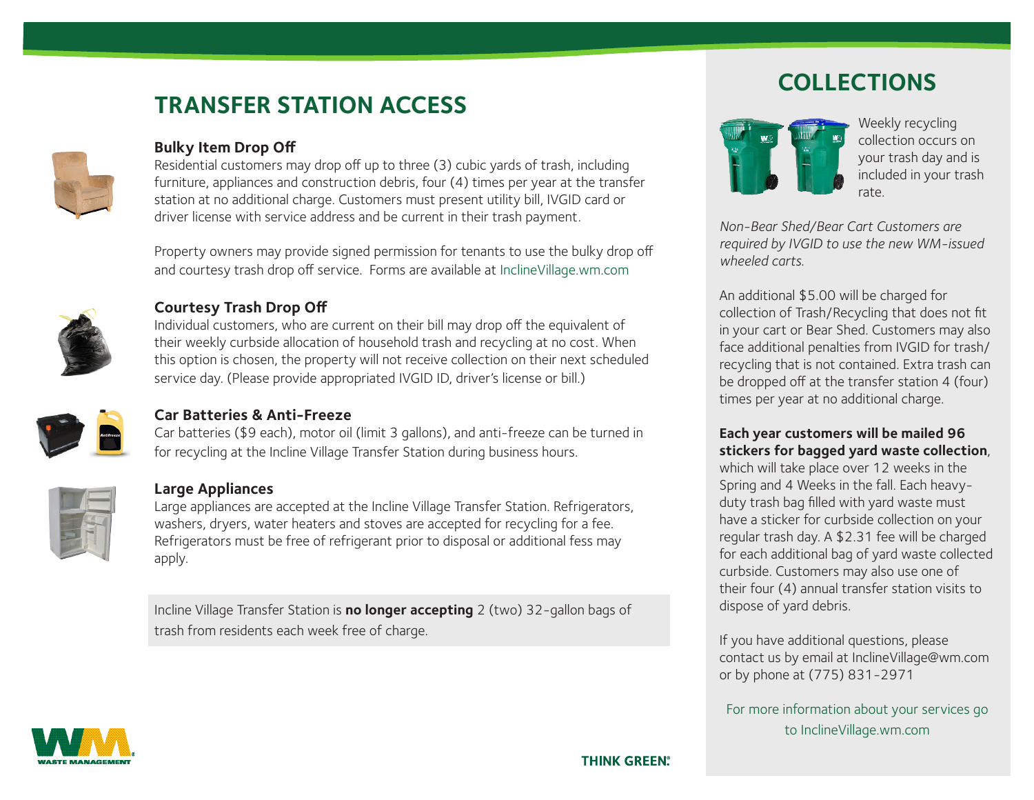# TRANSFER STATION ACCESS

### Bulky Item Drop Off

Residential customers may drop off up to three (3) cubic yards of trash, including furniture, appliances and construction debris, four (4) times per year at the transfer station at no additional charge. Customers must present utility bill, IVGID card or driver license with service address and be current in their trash payment.

Property owners may provide signed permission for tenants to use the bulky drop off and courtesy trash drop off service. Forms are available at InclineVillage.wm.com

### Courtesy Trash Drop Off

Individual customers, who are current on their bill may drop off the equivalent of their weekly curbside allocation of household trash and recycling at no cost. When this option is chosen, the property will not receive collection on their next scheduled service day. (Please provide appropriated IVGID ID, driver's license or bill.)

### Car Batteries & Anti-Freeze

Car batteries ($9 each), motor oil (limit 3 gallons), and anti-freeze can be turned in for recycling at the Incline Village Transfer Station during business hours.

### Large Appliances

Large appliances are accepted at the Incline Village Transfer Station. Refrigerators, washers, dryers, water heaters and stoves are accepted for recycling for a fee. Refrigerators must be free of refrigerant prior to disposal or additional fess may apply.

Incline Village Transfer Station is **no longer accepting** 2 (two) 32-gallon bags of trash from residents each week free of charge.

# COLLECTIONS

Weekly recycling collection occurs on your trash day and is included in your trash rate.

*Non-Bear Shed/Bear Cart Customers are required by IVGID to use the new WM-issued wheeled carts.*

An additional $5.00 will be charged for collection of Trash/Recycling that does not fit in your cart or Bear Shed. Customers may also face additional penalties from IVGID for trash/recycling that is not contained. Extra trash can be dropped off at the transfer station 4 (four) times per year at no additional charge.

**Each year customers will be mailed 96 stickers for bagged yard waste collection**, which will take place over 12 weeks in the Spring and 4 Weeks in the fall. Each heavy-duty trash bag filled with yard waste must have a sticker for curbside collection on your regular trash day. A $2.31 fee will be charged for each additional bag of yard waste collected curbside. Customers may also use one of their four (4) annual transfer station visits to dispose of yard debris.

If you have additional questions, please contact us by email at InclineVillage@wm.com or by phone at (775) 831-2971

For more information about your services go to InclineVillage.wm.com

WASTE MANAGEMENT

THINK GREEN.